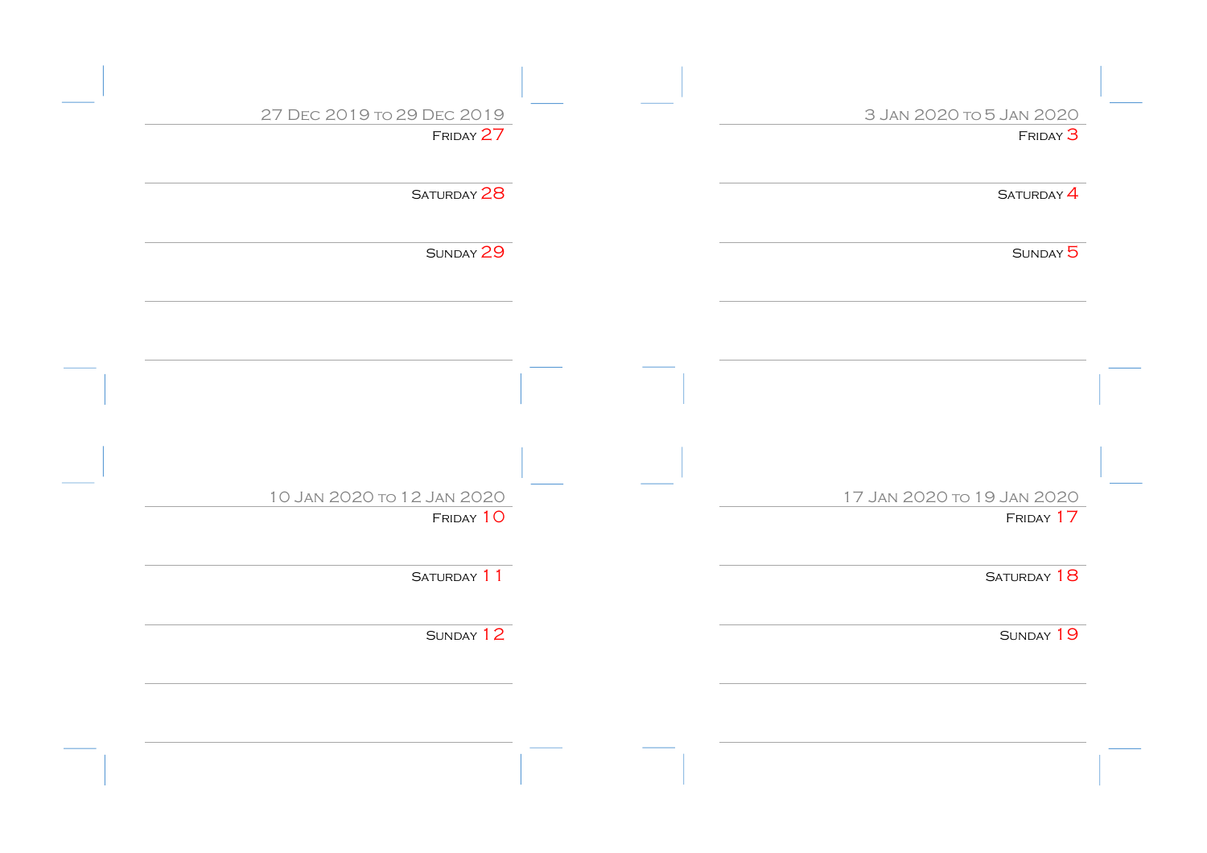## 27 Dec 2019 to 29 Dec 2019

Friday 27

Saturday 28

Sunday 29

## 3 Jan 2020 to 5 Jan 2020

Friday 3

Saturday 4

Sunday 5

## 10 Jan 2020 to 12 Jan 2020

Friday 10

Saturday 11

Sunday 12

## 17 Jan 2020 to 19 Jan 2020

Friday 17

Saturday 18

Sunday 19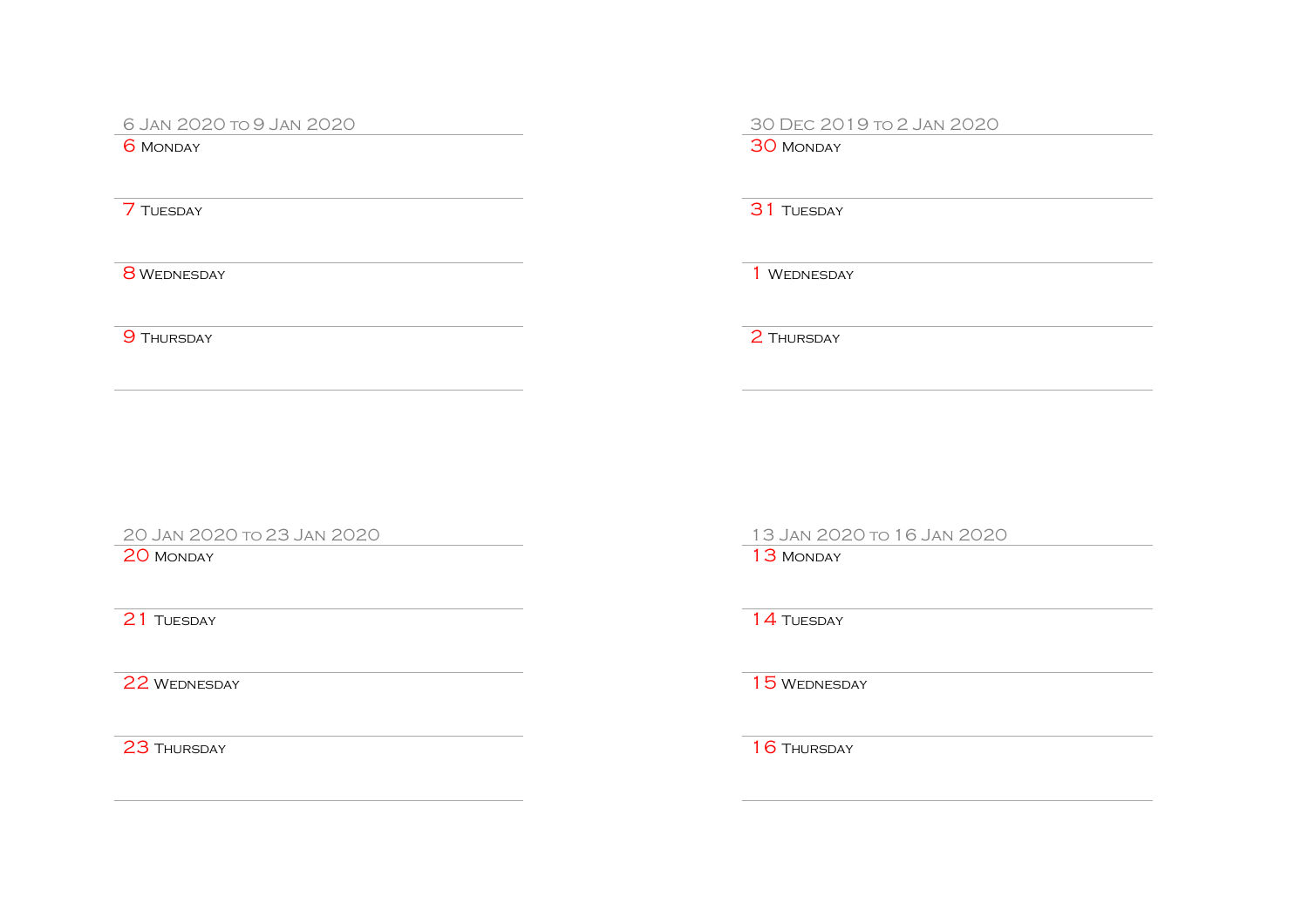## 6 Jan 2020 to 9 Jan 2020

6 Monday

7 Tuesday

8 Wednesday

9 Thursday

## 30 Dec 2019 to 2 Jan 2020

30 Monday

31 Tuesday

1 Wednesday

2 Thursday

## 20 Jan 2020 to 23 Jan 2020

20 Monday

21 Tuesday

22 Wednesday

23 Thursday

## 13 Jan 2020 to 16 Jan 2020

13 Monday

14 Tuesday

15 Wednesday

16 Thursday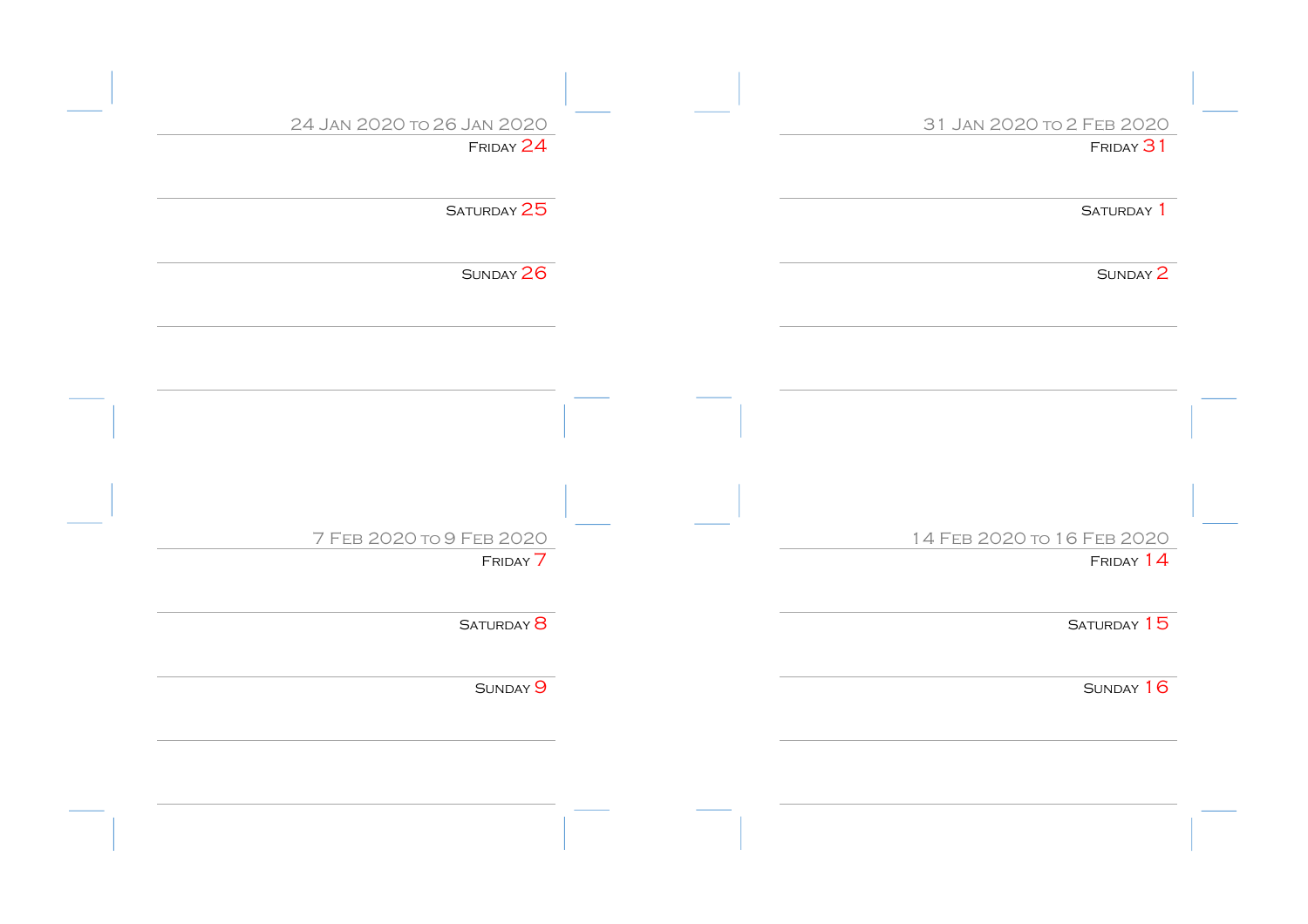## 24 Jan 2020 to 26 Jan 2020

Friday 24

Saturday 25

Sunday 26

## 31 Jan 2020 to 2 Feb 2020

Friday 31

Saturday 1

Sunday 2

## 7 Feb 2020 to 9 Feb 2020

Friday 7

Saturday 8

Sunday 9

## 14 Feb 2020 to 16 Feb 2020

Friday 14

Saturday 15

Sunday 16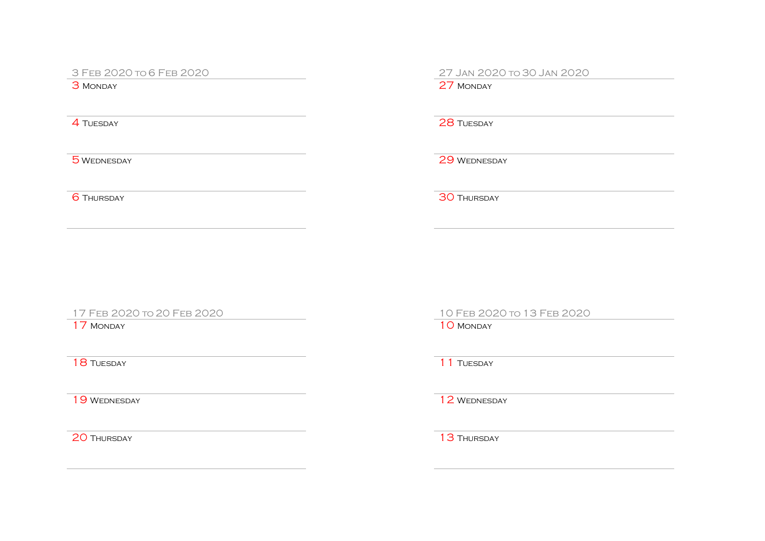## 3 Feb 2020 to 6 Feb 2020

3 Monday

4 Tuesday

5 Wednesday

6 Thursday

## 27 Jan 2020 to 30 Jan 2020

27 Monday

28 Tuesday

29 Wednesday

30 Thursday

## 17 Feb 2020 to 20 Feb 2020

17 Monday

18 Tuesday

19 Wednesday

20 Thursday

## 10 Feb 2020 to 13 Feb 2020

10 Monday

11 Tuesday

12 Wednesday

13 Thursday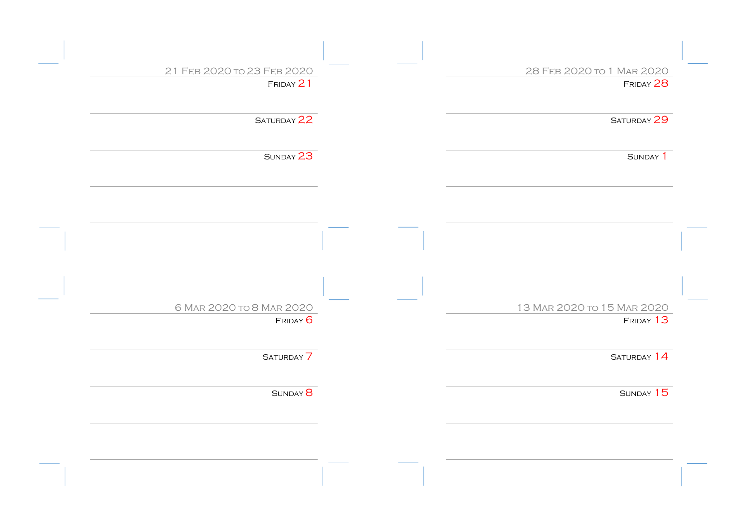## 21 Feb 2020 to 23 Feb 2020

Friday 21

Saturday 22

Sunday 23

## 28 Feb 2020 to 1 Mar 2020

Friday 28

Saturday 29

Sunday 1

## 6 Mar 2020 to 8 Mar 2020

Friday 6

Saturday 7

Sunday 8

## 13 Mar 2020 to 15 Mar 2020

Friday 13

Saturday 14

Sunday 15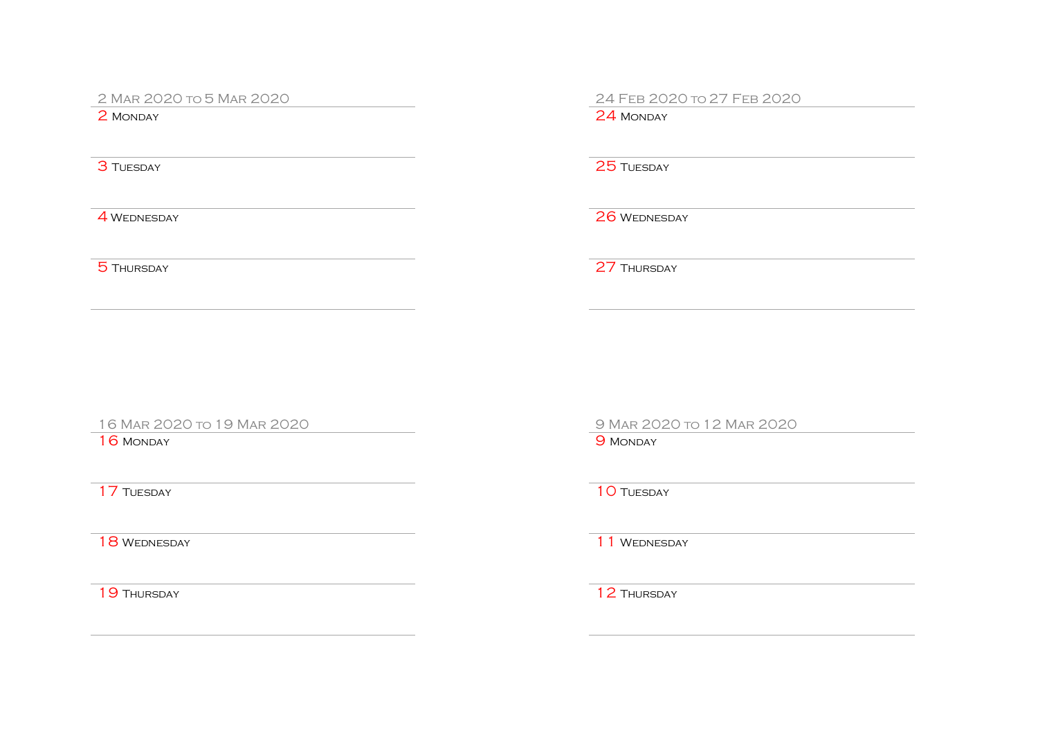## 2 Mar 2020 to 5 Mar 2020

2 Monday

3 Tuesday

4 Wednesday

5 Thursday

## 24 Feb 2020 to 27 Feb 2020

24 Monday

25 Tuesday

26 Wednesday

27 Thursday

## 16 Mar 2020 to 19 Mar 2020

16 Monday

17 Tuesday

18 Wednesday

19 Thursday

## 9 Mar 2020 to 12 Mar 2020

9 Monday

10 Tuesday

11 Wednesday

12 Thursday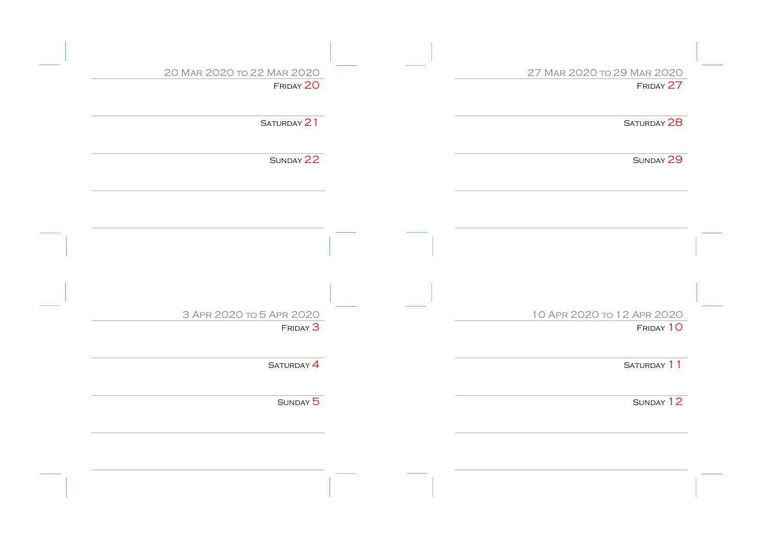## 20 Mar 2020 to 22 Mar 2020

Friday 20

Saturday 21

Sunday 22

## 27 Mar 2020 to 29 Mar 2020

Friday 27

Saturday 28

Sunday 29

## 3 Apr 2020 to 5 Apr 2020

Friday 3

Saturday 4

Sunday 5

## 10 Apr 2020 to 12 Apr 2020

Friday 10

Saturday 11

Sunday 12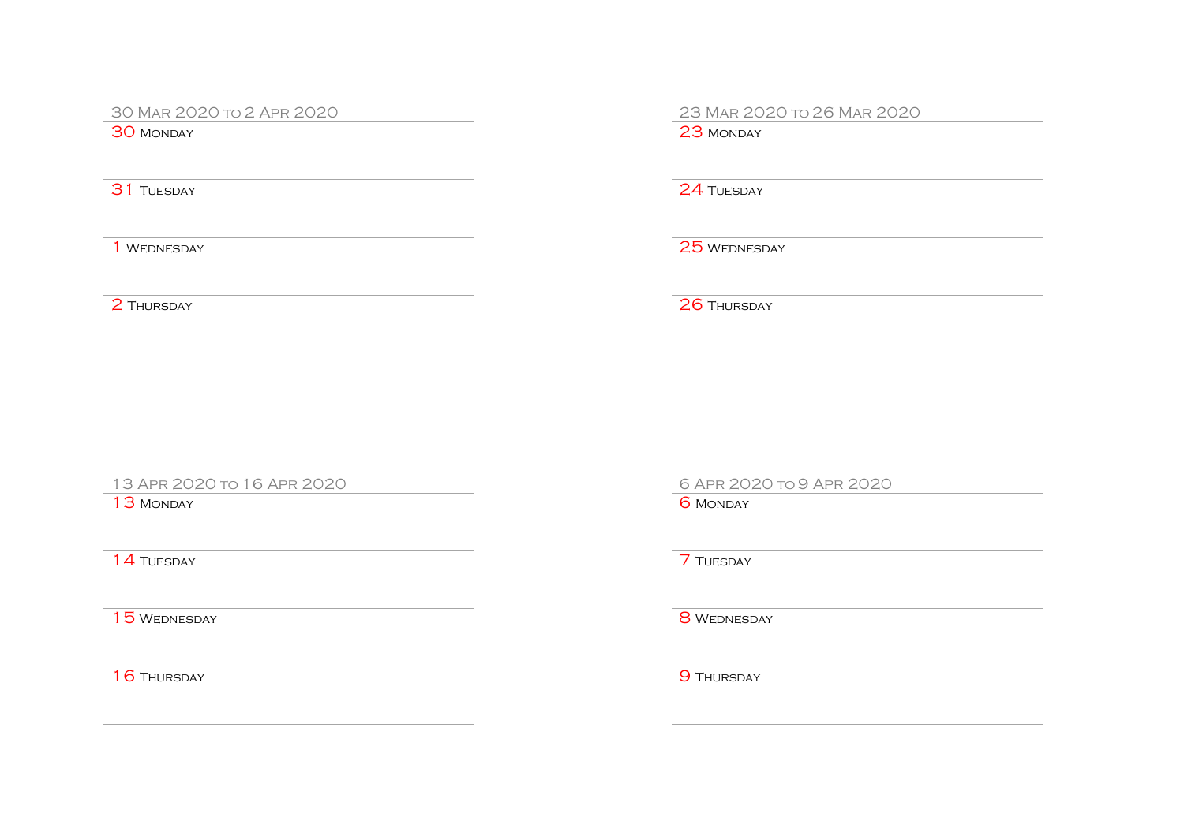## 30 Mar 2020 to 2 Apr 2020

30 Monday

31 Tuesday

1 Wednesday

2 Thursday

## 23 Mar 2020 to 26 Mar 2020

23 Monday

24 Tuesday

25 Wednesday

26 Thursday

## 13 Apr 2020 to 16 Apr 2020

13 Monday

14 Tuesday

15 Wednesday

16 Thursday

## 6 Apr 2020 to 9 Apr 2020

6 Monday

7 Tuesday

8 Wednesday

9 Thursday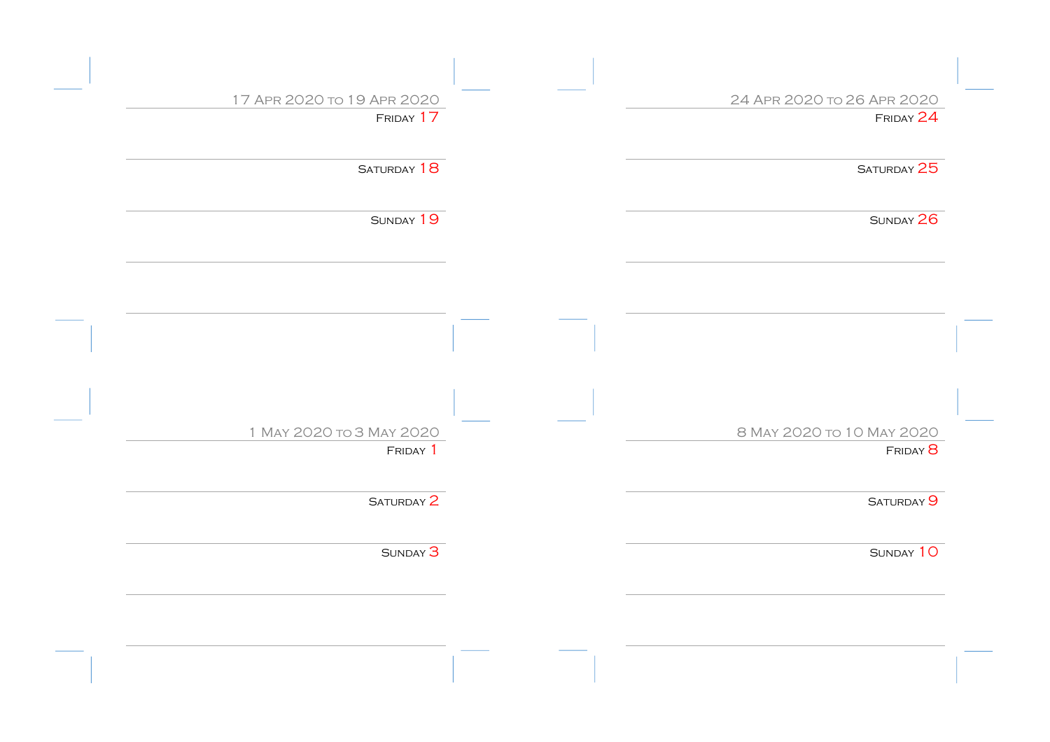17 Apr 2020 to 19 Apr 2020

Friday 17

Saturday 18

Sunday 19

24 Apr 2020 to 26 Apr 2020

Friday 24

Saturday 25

Sunday 26

1 May 2020 to 3 May 2020

Friday 1

Saturday 2

Sunday 3

8 May 2020 to 10 May 2020

Friday 8

Saturday 9

Sunday 10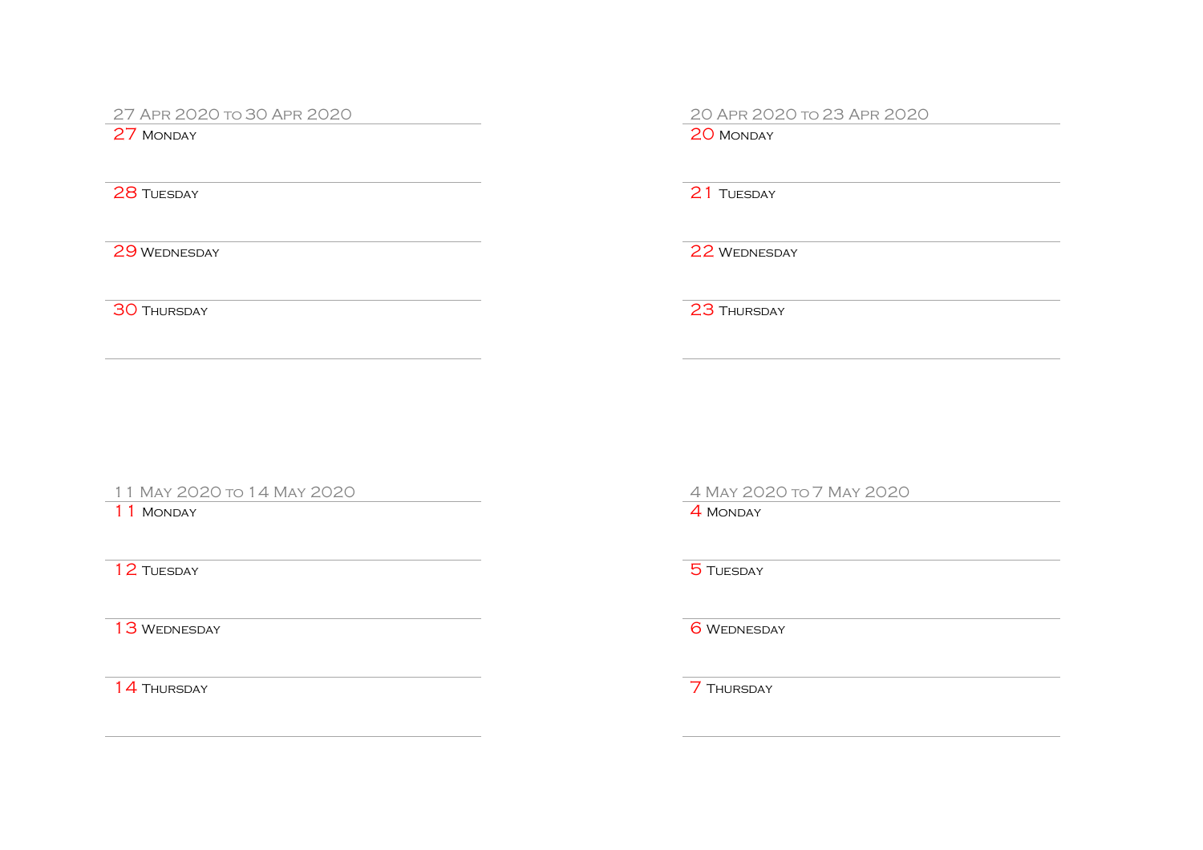## 27 Apr 2020 to 30 Apr 2020

27 Monday

28 Tuesday

29 Wednesday

30 Thursday

## 20 Apr 2020 to 23 Apr 2020

20 Monday

21 Tuesday

22 Wednesday

23 Thursday

## 11 May 2020 to 14 May 2020

11 Monday

12 Tuesday

13 Wednesday

14 Thursday

## 4 May 2020 to 7 May 2020

4 Monday

5 Tuesday

6 Wednesday

7 Thursday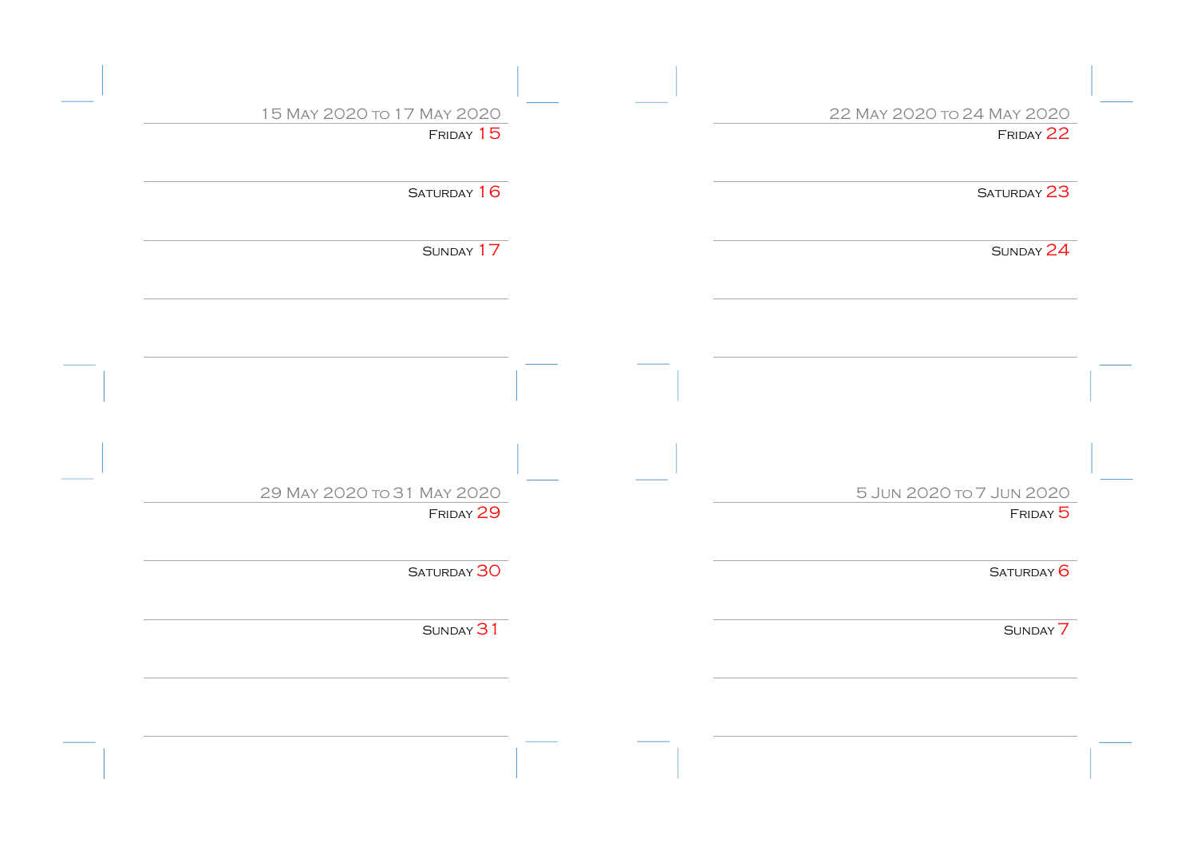15 May 2020 to 17 May 2020

Friday 15

Saturday 16

Sunday 17

22 May 2020 to 24 May 2020

Friday 22

Saturday 23

Sunday 24

29 May 2020 to 31 May 2020

Friday 29

Saturday 30

Sunday 31

5 Jun 2020 to 7 Jun 2020

Friday 5

Saturday 6

Sunday 7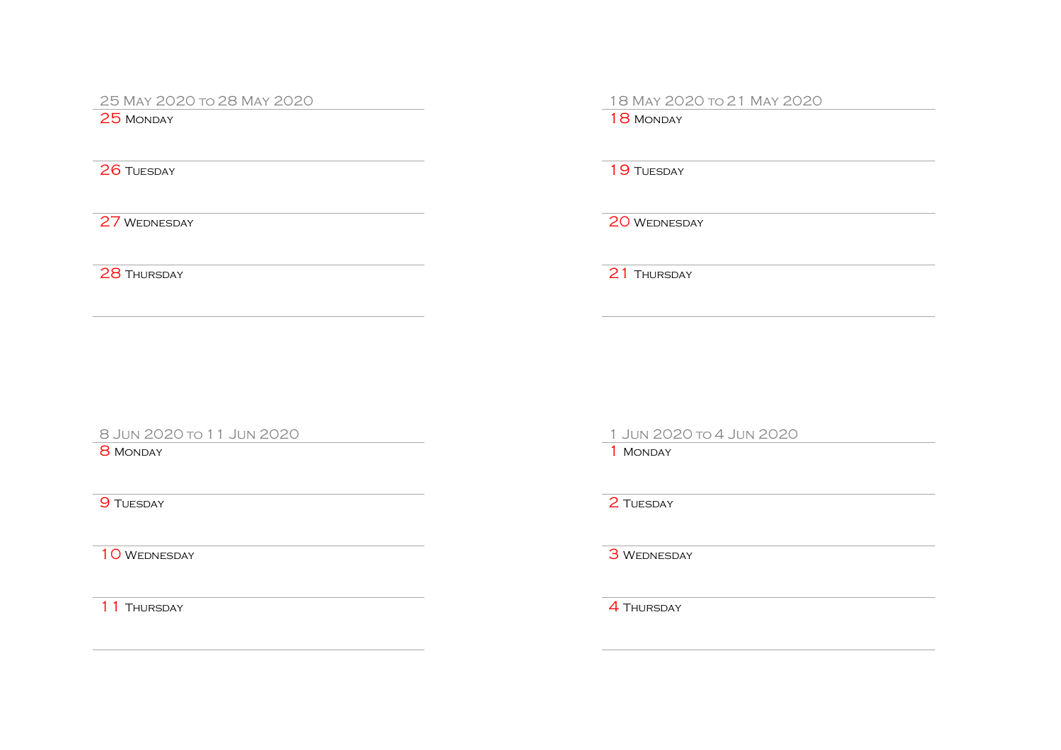## 25 May 2020 to 28 May 2020

25 Monday

26 Tuesday

27 Wednesday

28 Thursday

## 18 May 2020 to 21 May 2020

18 Monday

19 Tuesday

20 Wednesday

21 Thursday

## 8 Jun 2020 to 11 Jun 2020

8 Monday

9 Tuesday

10 Wednesday

11 Thursday

## 1 Jun 2020 to 4 Jun 2020

1 Monday

2 Tuesday

3 Wednesday

4 Thursday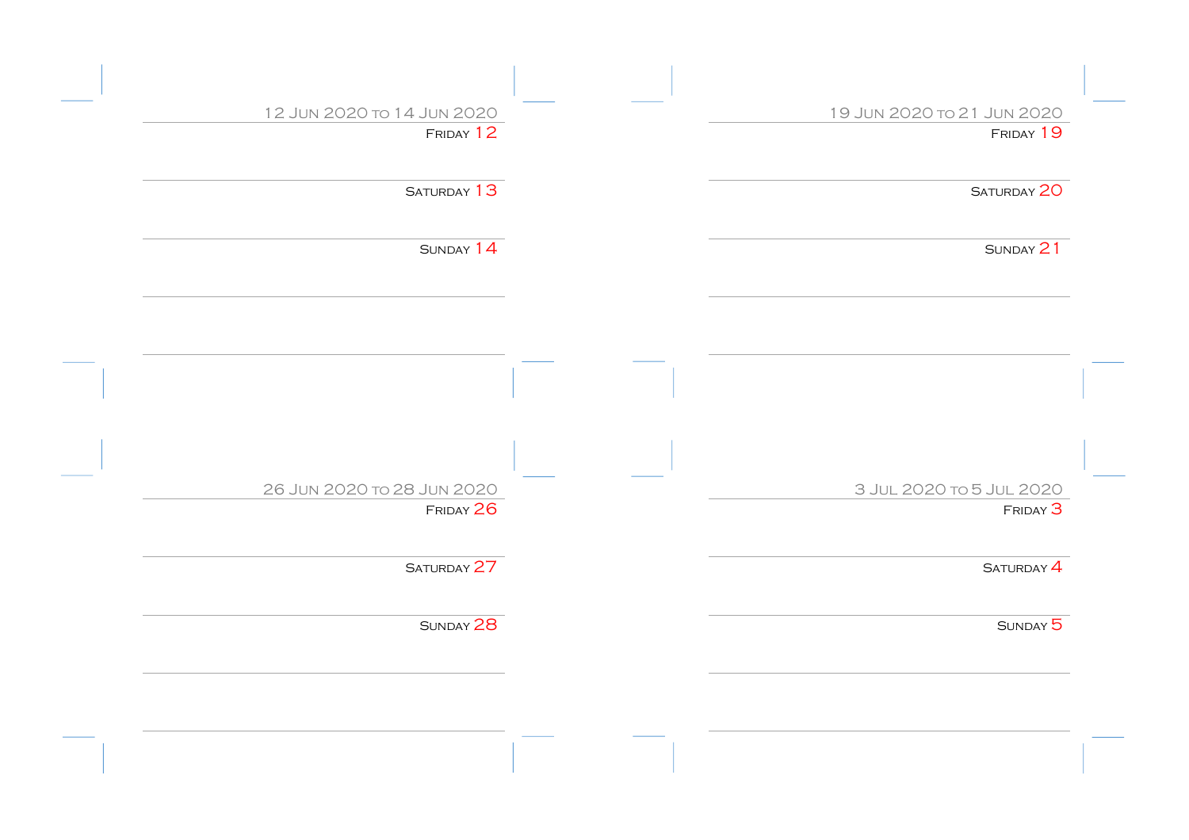## 12 Jun 2020 to 14 Jun 2020

Friday 12

Saturday 13

Sunday 14

## 19 Jun 2020 to 21 Jun 2020

Friday 19

Saturday 20

Sunday 21

## 26 Jun 2020 to 28 Jun 2020

Friday 26

Saturday 27

Sunday 28

## 3 Jul 2020 to 5 Jul 2020

Friday 3

Saturday 4

Sunday 5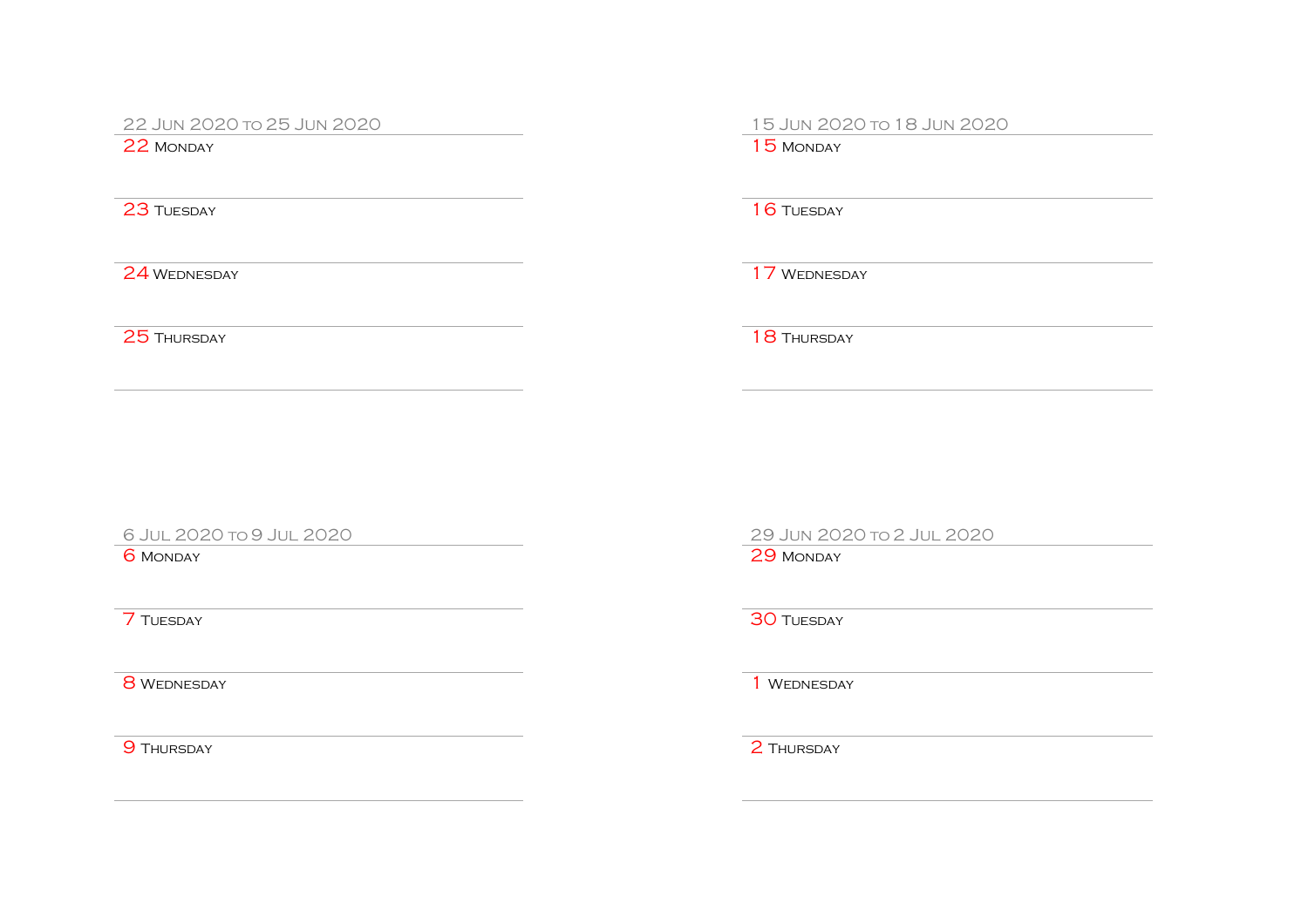## 22 Jun 2020 to 25 Jun 2020

22 Monday

23 Tuesday

24 Wednesday

25 Thursday

## 15 Jun 2020 to 18 Jun 2020

15 Monday

16 Tuesday

17 Wednesday

18 Thursday

## 6 Jul 2020 to 9 Jul 2020

6 Monday

7 Tuesday

8 Wednesday

9 Thursday

## 29 Jun 2020 to 2 Jul 2020

29 Monday

30 Tuesday

1 Wednesday

2 Thursday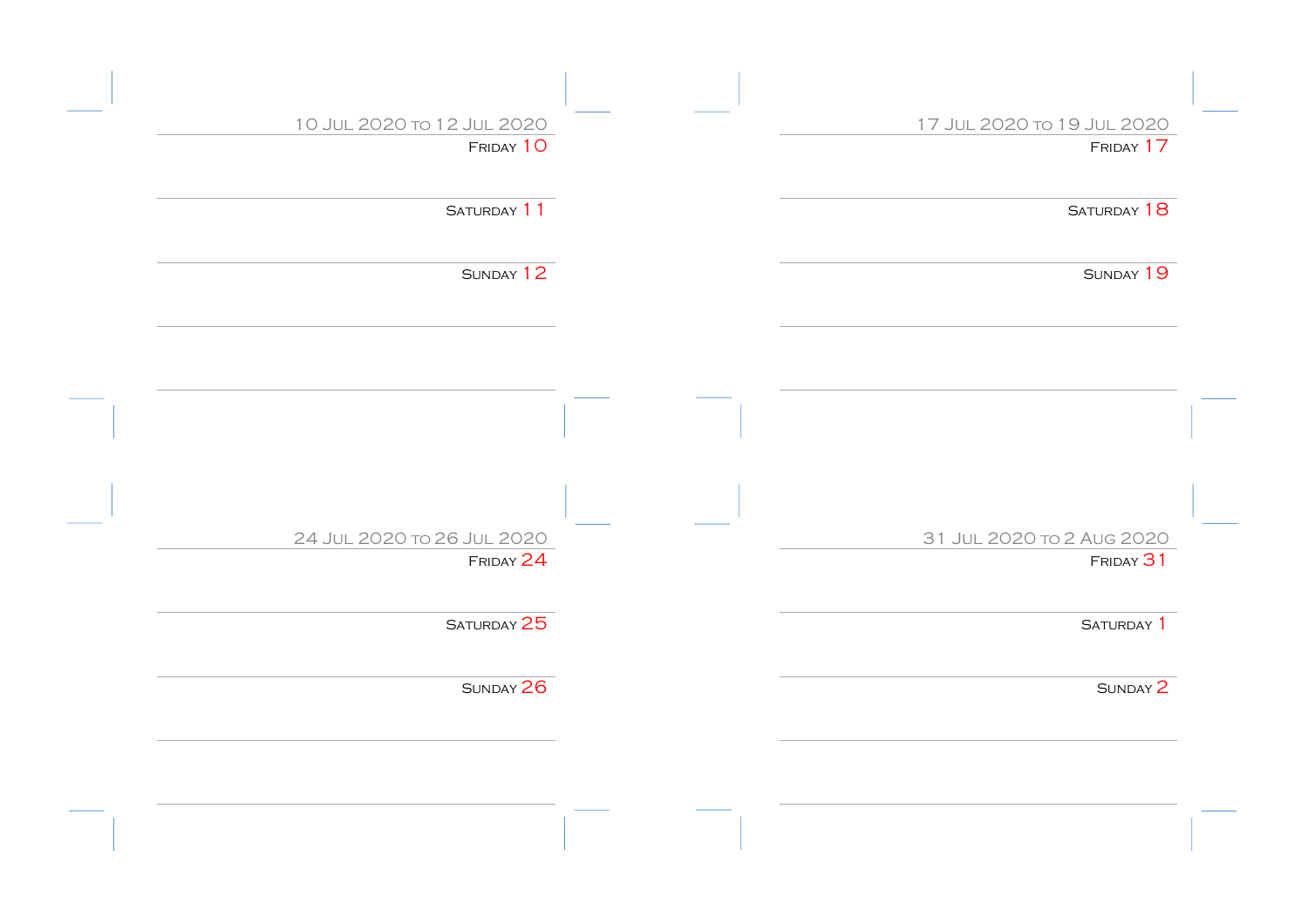10 Jul 2020 to 12 Jul 2020

Friday 10

Saturday 11

Sunday 12

17 Jul 2020 to 19 Jul 2020

Friday 17

Saturday 18

Sunday 19

24 Jul 2020 to 26 Jul 2020

Friday 24

Saturday 25

Sunday 26

31 Jul 2020 to 2 Aug 2020

Friday 31

Saturday 1

Sunday 2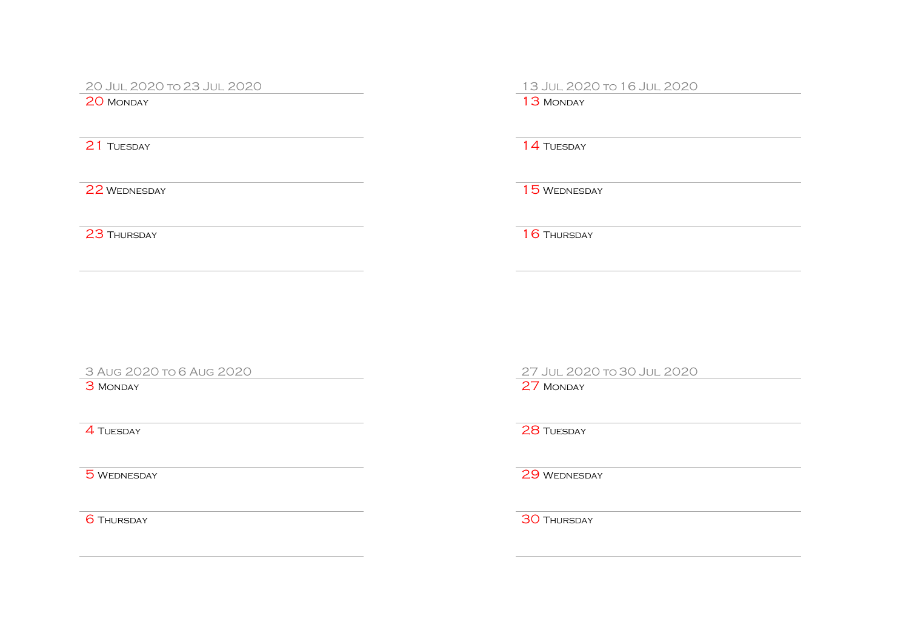## 20 Jul 2020 to 23 Jul 2020

20 Monday

21 Tuesday

22 Wednesday

23 Thursday

## 13 Jul 2020 to 16 Jul 2020

13 Monday

14 Tuesday

15 Wednesday

16 Thursday

## 3 Aug 2020 to 6 Aug 2020

3 Monday

4 Tuesday

5 Wednesday

6 Thursday

## 27 Jul 2020 to 30 Jul 2020

27 Monday

28 Tuesday

29 Wednesday

30 Thursday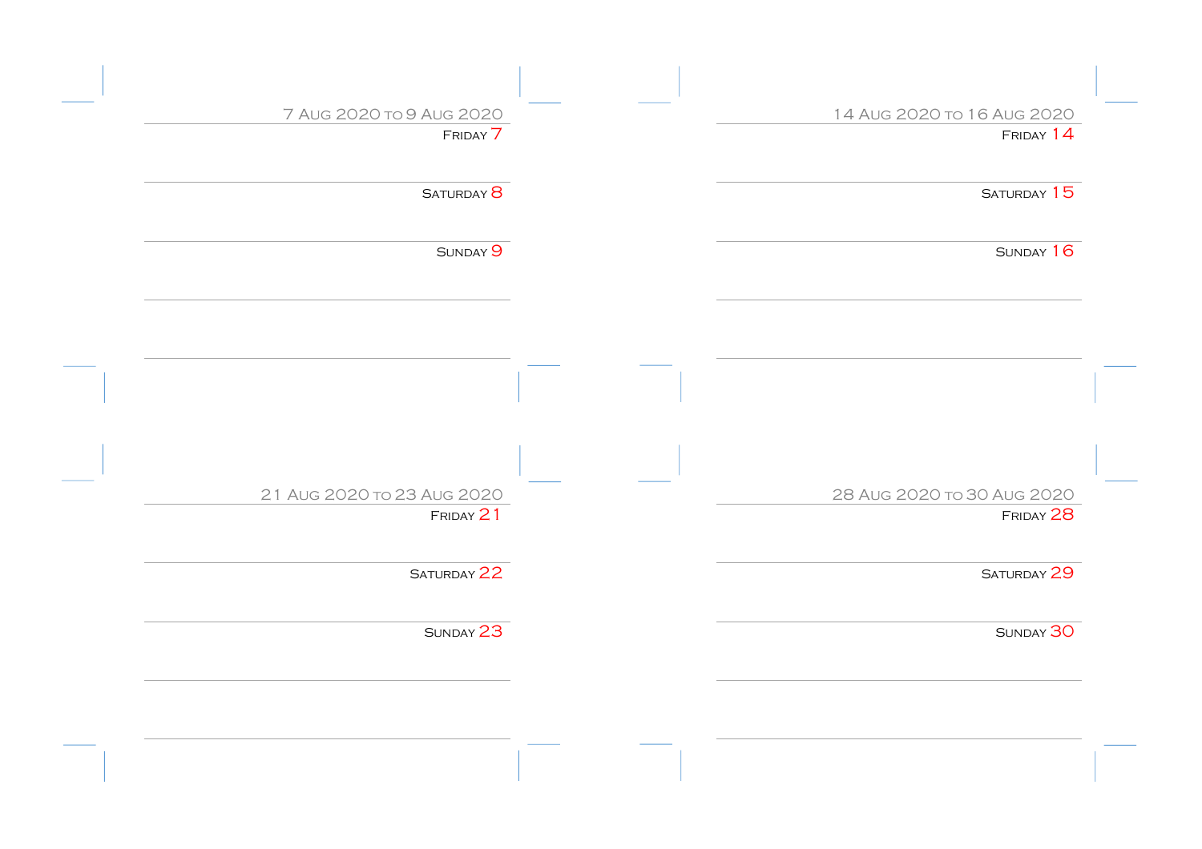## 7 Aug 2020 to 9 Aug 2020

Friday 7

Saturday 8

Sunday 9

## 14 Aug 2020 to 16 Aug 2020

Friday 14

Saturday 15

Sunday 16

## 21 Aug 2020 to 23 Aug 2020

Friday 21

Saturday 22

Sunday 23

## 28 Aug 2020 to 30 Aug 2020

Friday 28

Saturday 29

Sunday 30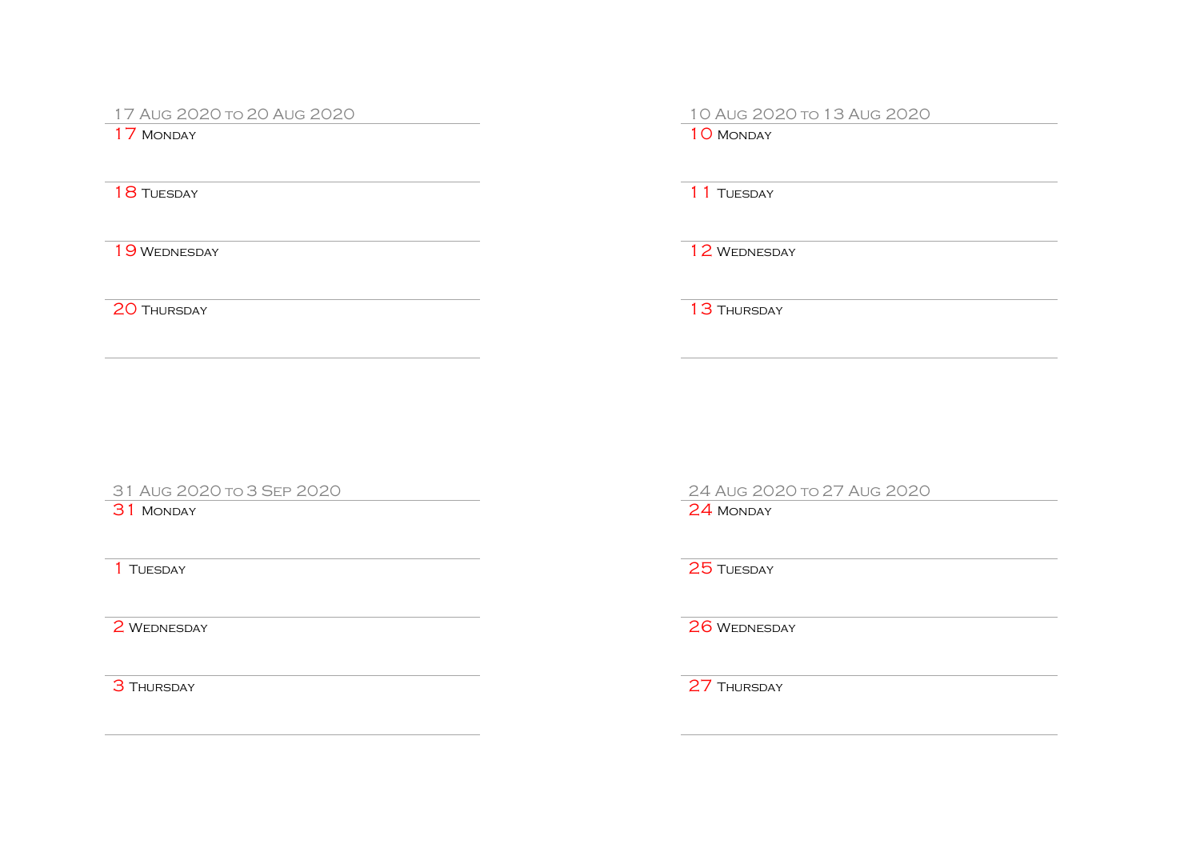## 10 Aug 2020 to 13 Aug 2020

10 Monday

11 Tuesday

12 Wednesday

13 Thursday

## 17 Aug 2020 to 20 Aug 2020

17 Monday

18 Tuesday

19 Wednesday

20 Thursday

## 24 Aug 2020 to 27 Aug 2020

24 Monday

25 Tuesday

26 Wednesday

27 Thursday

## 31 Aug 2020 to 3 Sep 2020

31 Monday

1 Tuesday

2 Wednesday

3 Thursday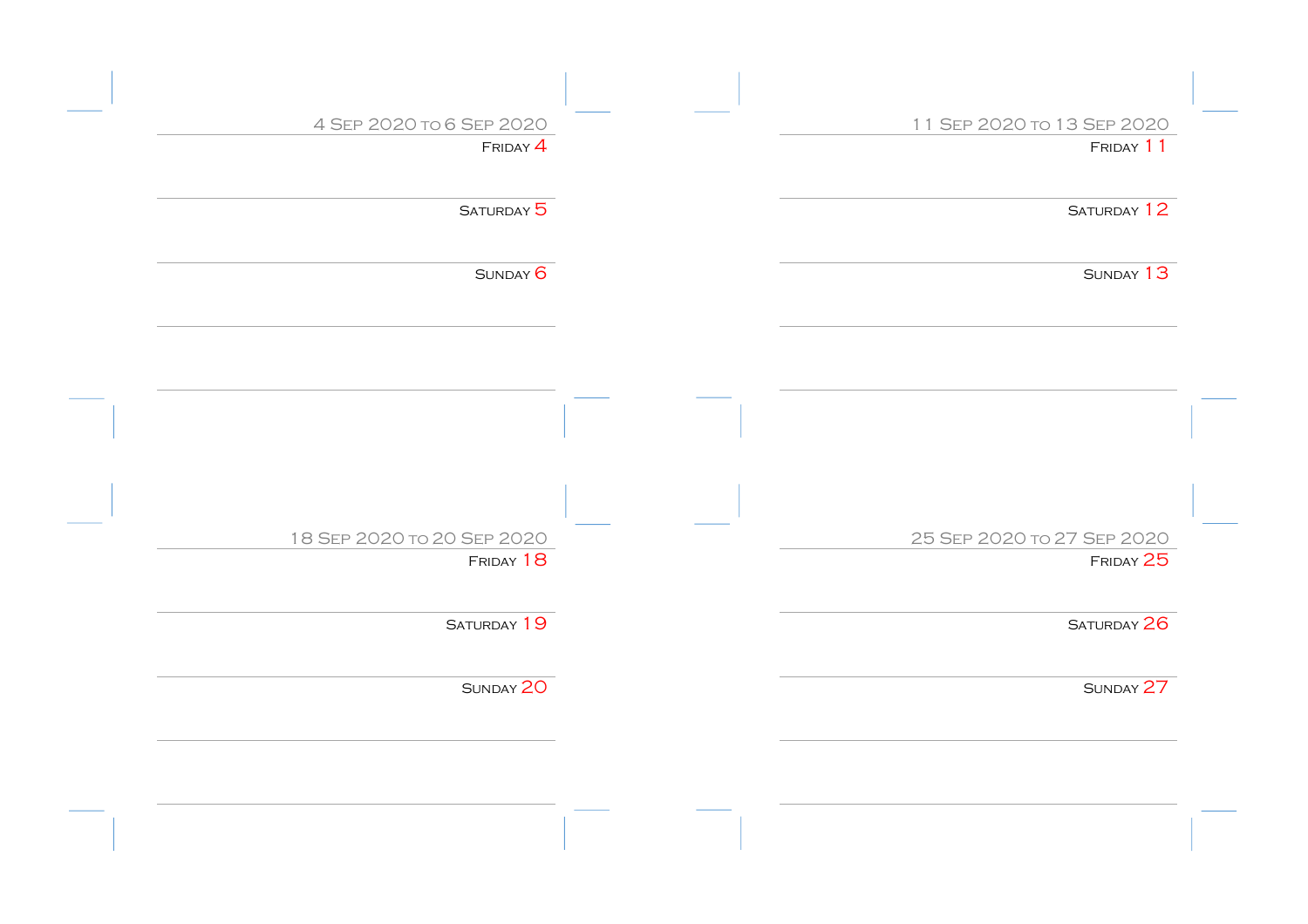## 4 Sep 2020 to 6 Sep 2020

Friday 4

Saturday 5

Sunday 6

## 11 Sep 2020 to 13 Sep 2020

Friday 11

Saturday 12

Sunday 13

## 18 Sep 2020 to 20 Sep 2020

Friday 18

Saturday 19

Sunday 20

## 25 Sep 2020 to 27 Sep 2020

Friday 25

Saturday 26

Sunday 27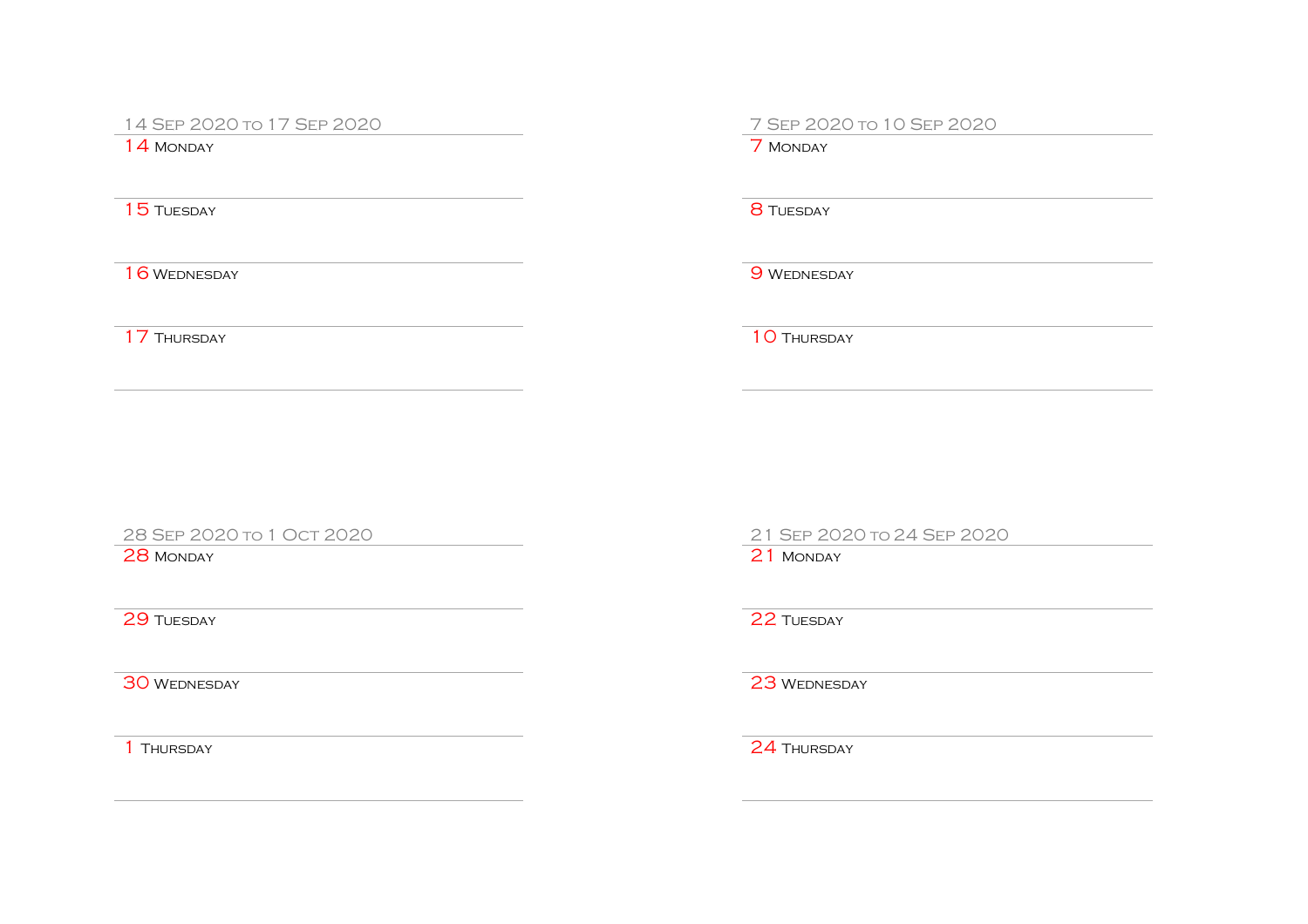## 14 Sep 2020 to 17 Sep 2020

14 Monday

15 Tuesday

16 Wednesday

17 Thursday

## 28 Sep 2020 to 1 Oct 2020

28 Monday

29 Tuesday

30 Wednesday

1 Thursday

## 7 Sep 2020 to 10 Sep 2020

7 Monday

8 Tuesday

9 Wednesday

10 Thursday

## 21 Sep 2020 to 24 Sep 2020

21 Monday

22 Tuesday

23 Wednesday

24 Thursday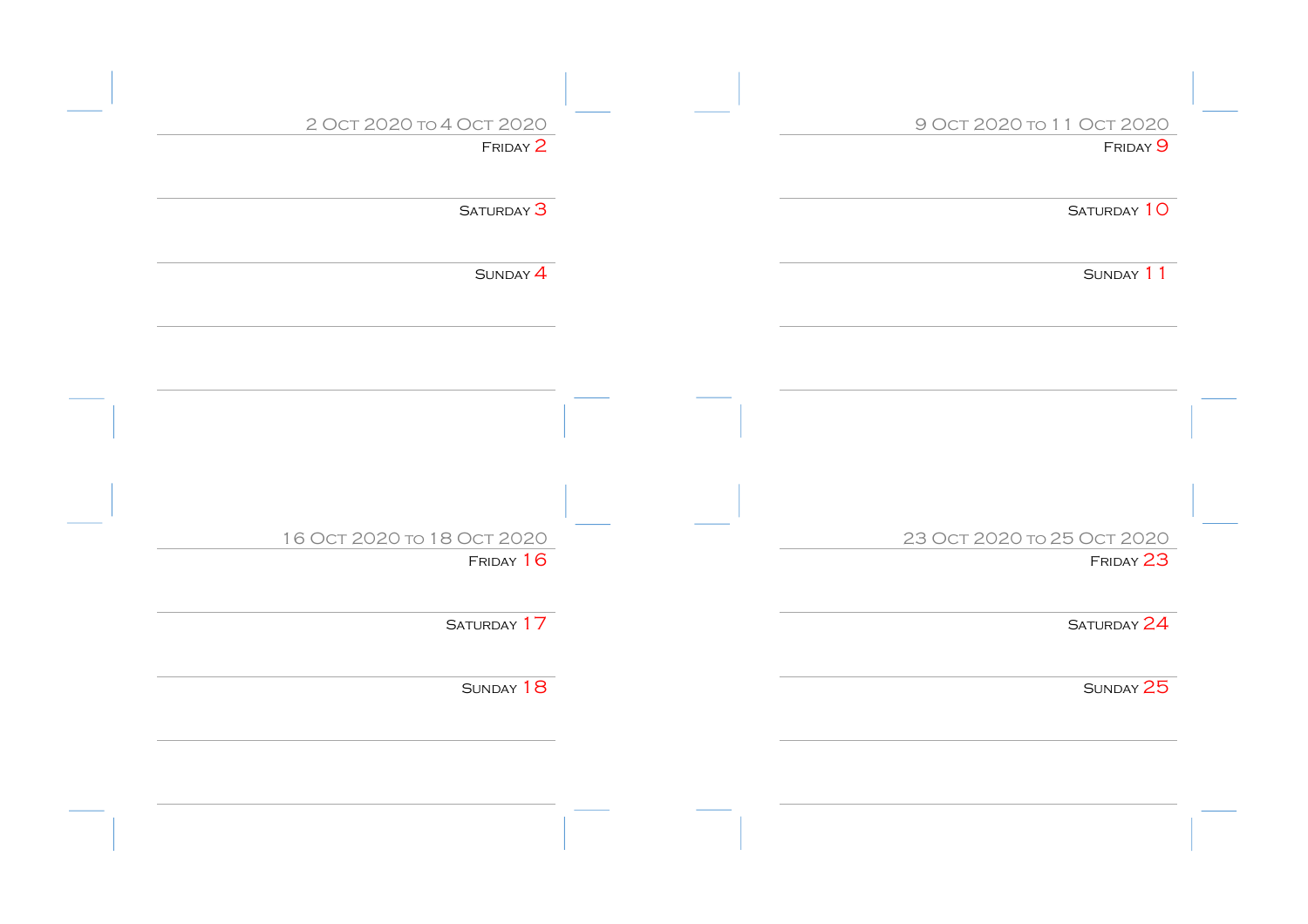## 2 Oct 2020 to 4 Oct 2020

Friday 2

Saturday 3

Sunday 4

## 9 Oct 2020 to 11 Oct 2020

Friday 9

Saturday 10

Sunday 11

## 16 Oct 2020 to 18 Oct 2020

Friday 16

Saturday 17

Sunday 18

## 23 Oct 2020 to 25 Oct 2020

Friday 23

Saturday 24

Sunday 25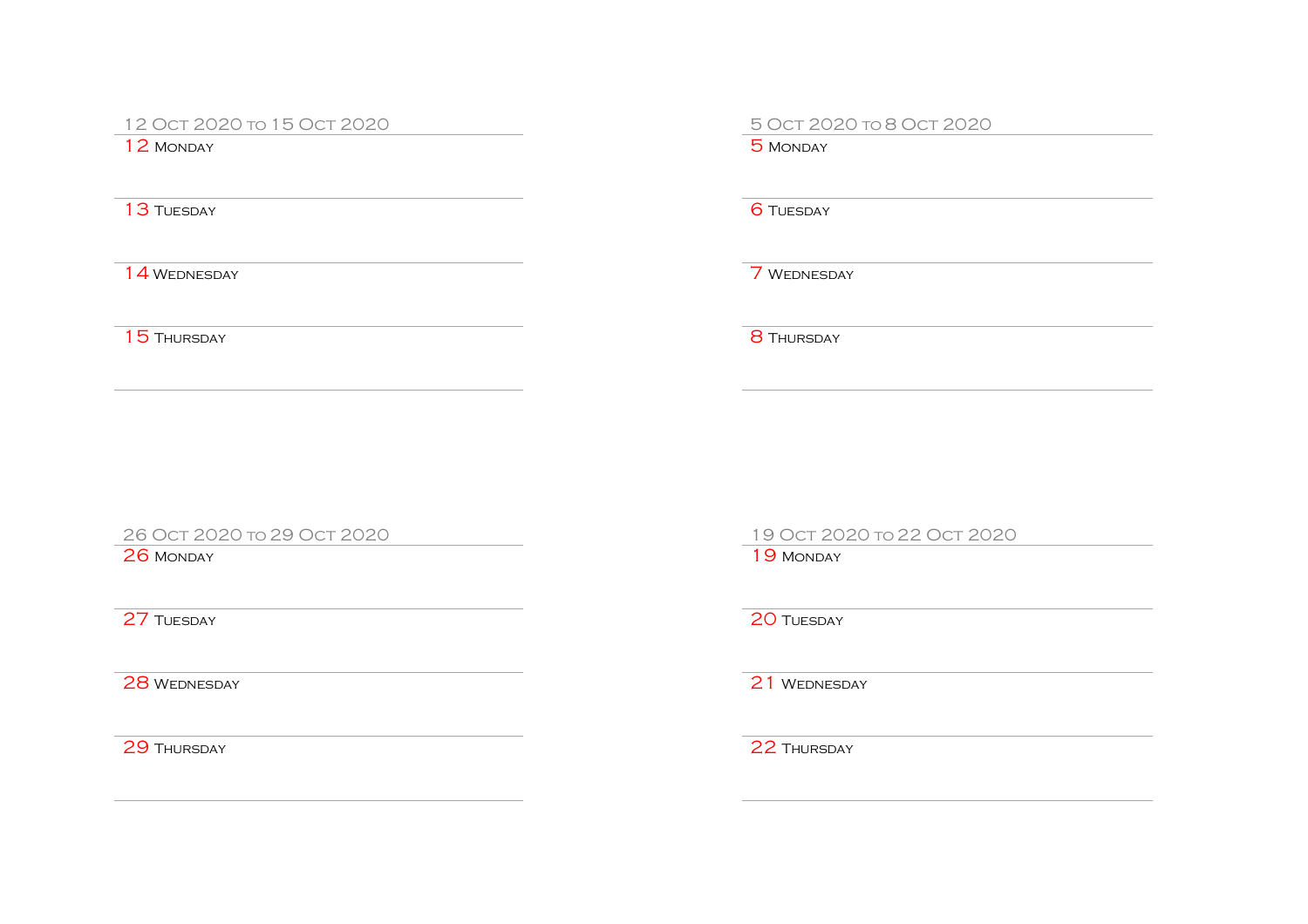## 12 Oct 2020 to 15 Oct 2020

12 Monday

13 Tuesday

14 Wednesday

15 Thursday

## 5 Oct 2020 to 8 Oct 2020

5 Monday

6 Tuesday

7 Wednesday

8 Thursday

## 26 Oct 2020 to 29 Oct 2020

26 Monday

27 Tuesday

28 Wednesday

29 Thursday

## 19 Oct 2020 to 22 Oct 2020

19 Monday

20 Tuesday

21 Wednesday

22 Thursday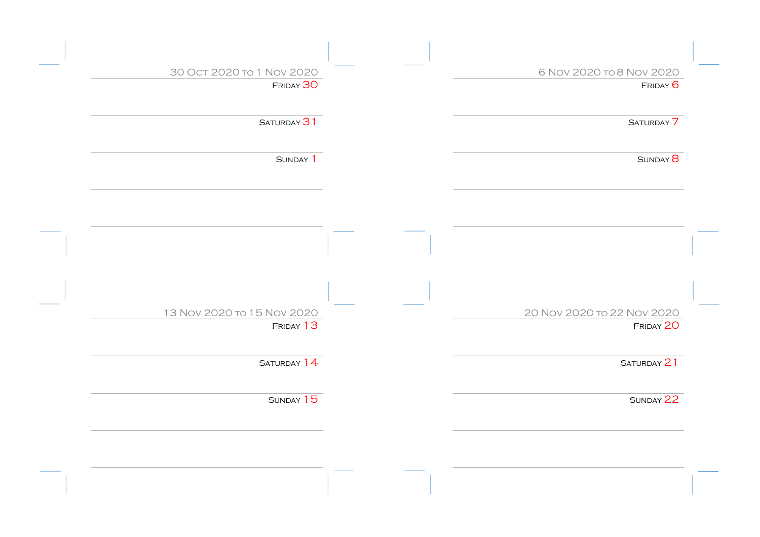## 30 Oct 2020 to 1 Nov 2020

Friday 30

Saturday 31

Sunday 1

## 6 Nov 2020 to 8 Nov 2020

Friday 6

Saturday 7

Sunday 8

## 13 Nov 2020 to 15 Nov 2020

Friday 13

Saturday 14

Sunday 15

## 20 Nov 2020 to 22 Nov 2020

Friday 20

Saturday 21

Sunday 22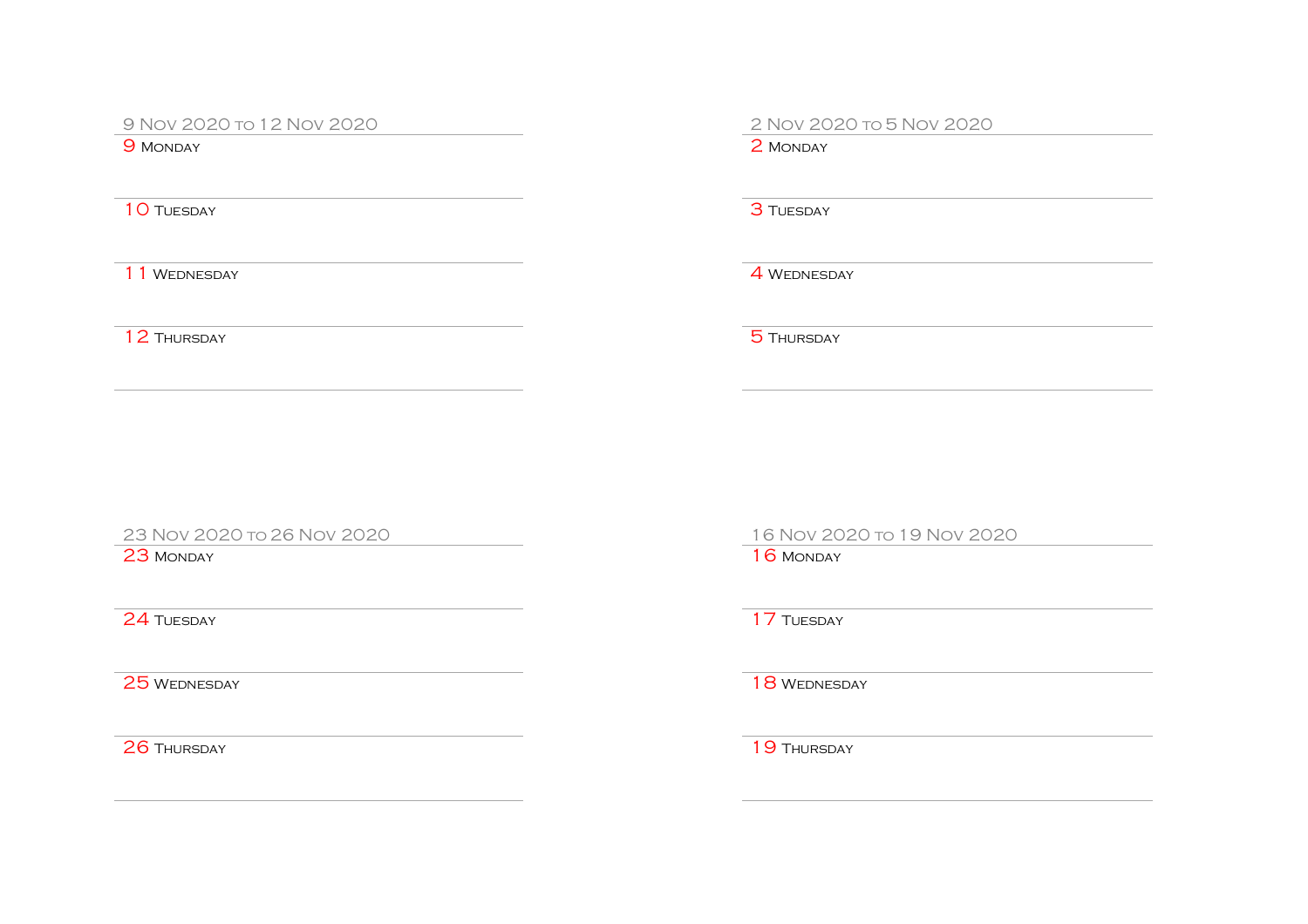## 9 Nov 2020 to 12 Nov 2020

9 Monday

10 Tuesday

11 Wednesday

12 Thursday

## 2 Nov 2020 to 5 Nov 2020

2 Monday

3 Tuesday

4 Wednesday

5 Thursday

## 23 Nov 2020 to 26 Nov 2020

23 Monday

24 Tuesday

25 Wednesday

26 Thursday

## 16 Nov 2020 to 19 Nov 2020

16 Monday

17 Tuesday

18 Wednesday

19 Thursday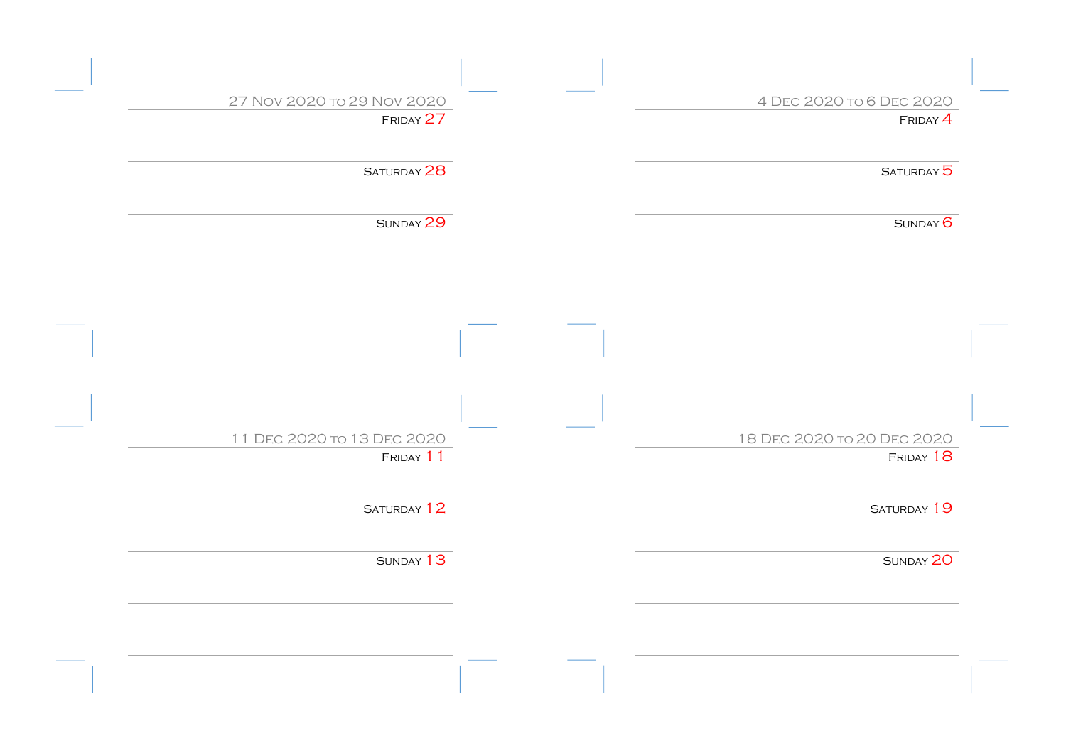## 27 Nov 2020 to 29 Nov 2020

Friday 27

Saturday 28

Sunday 29

## 4 Dec 2020 to 6 Dec 2020

Friday 4

Saturday 5

Sunday 6

## 11 Dec 2020 to 13 Dec 2020

Friday 11

Saturday 12

Sunday 13

## 18 Dec 2020 to 20 Dec 2020

Friday 18

Saturday 19

Sunday 20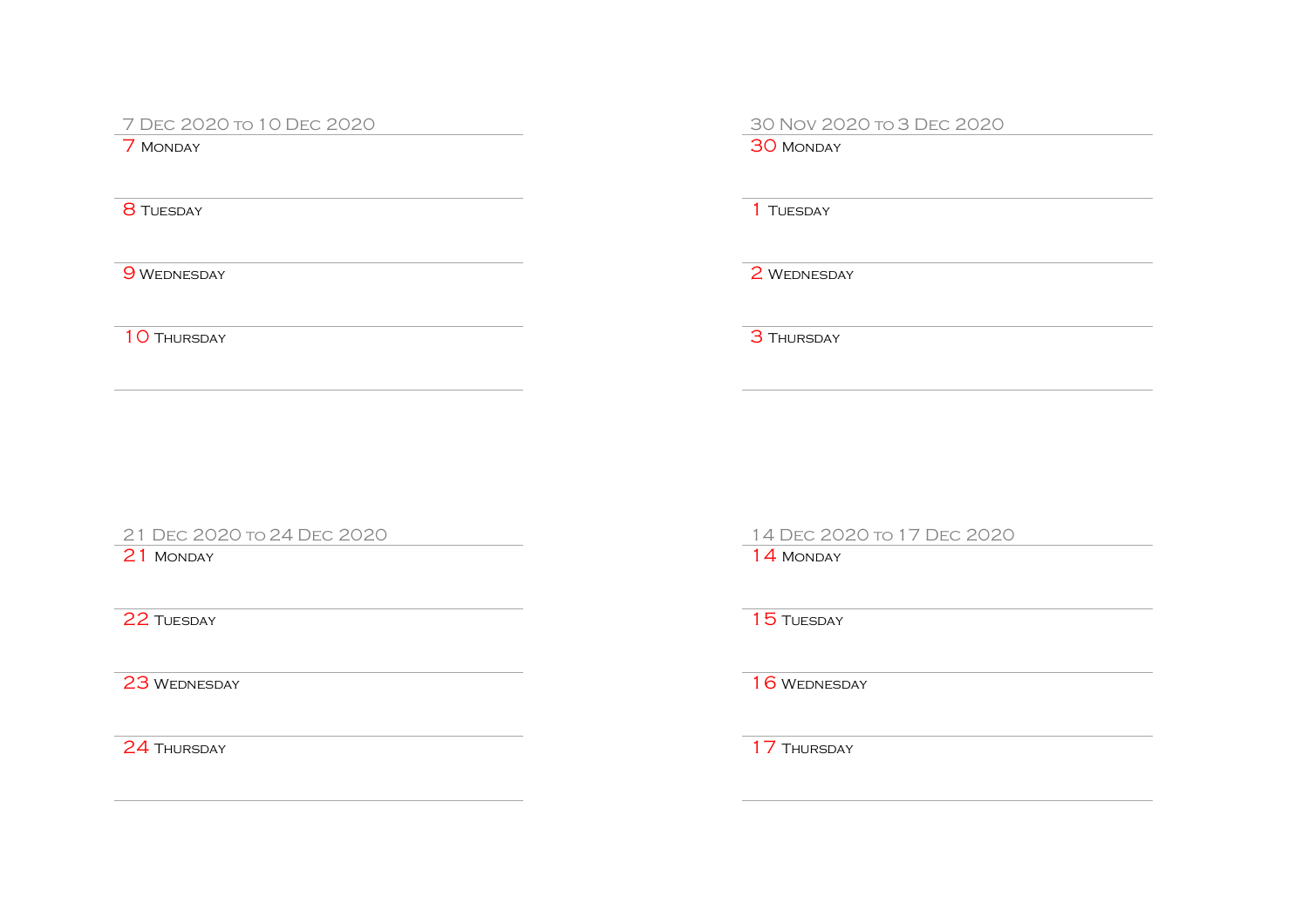## 30 Nov 2020 to 3 Dec 2020

30 Monday

1 Tuesday

2 Wednesday

3 Thursday

## 7 Dec 2020 to 10 Dec 2020

7 Monday

8 Tuesday

9 Wednesday

10 Thursday

## 14 Dec 2020 to 17 Dec 2020

14 Monday

15 Tuesday

16 Wednesday

17 Thursday

## 21 Dec 2020 to 24 Dec 2020

21 Monday

22 Tuesday

23 Wednesday

24 Thursday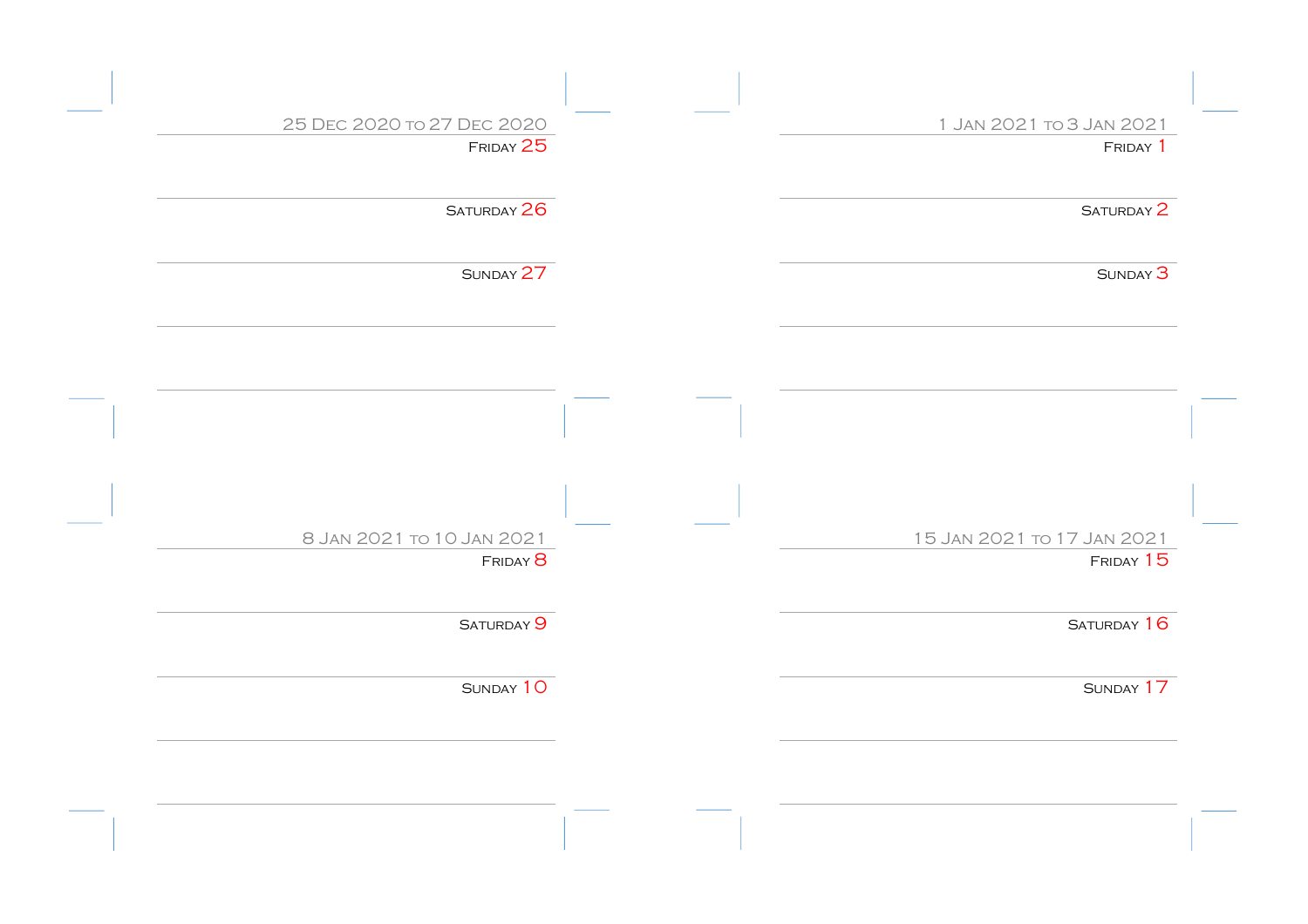25 Dec 2020 to 27 Dec 2020

Friday 25

Saturday 26

Sunday 27

1 Jan 2021 to 3 Jan 2021

Friday 1

Saturday 2

Sunday 3

8 Jan 2021 to 10 Jan 2021

Friday 8

Saturday 9

Sunday 10

15 Jan 2021 to 17 Jan 2021

Friday 15

Saturday 16

Sunday 17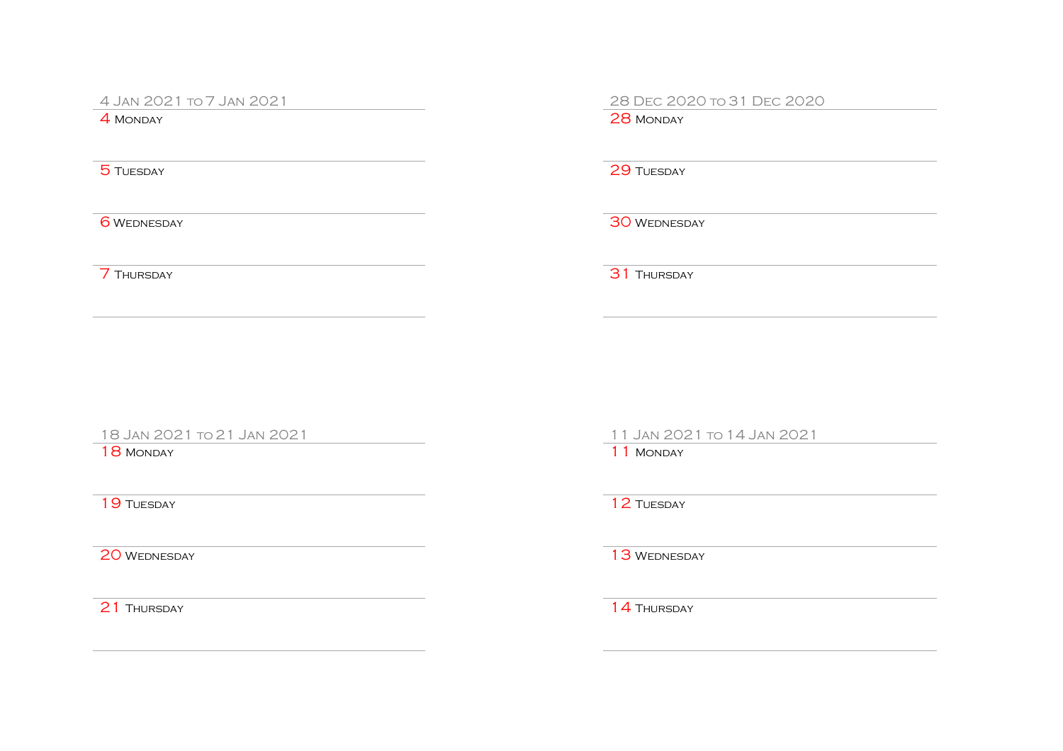## 4 Jan 2021 to 7 Jan 2021

4 Monday

5 Tuesday

6 Wednesday

7 Thursday

## 28 Dec 2020 to 31 Dec 2020

28 Monday

29 Tuesday

30 Wednesday

31 Thursday

## 18 Jan 2021 to 21 Jan 2021

18 Monday

19 Tuesday

20 Wednesday

21 Thursday

## 11 Jan 2021 to 14 Jan 2021

11 Monday

12 Tuesday

13 Wednesday

14 Thursday